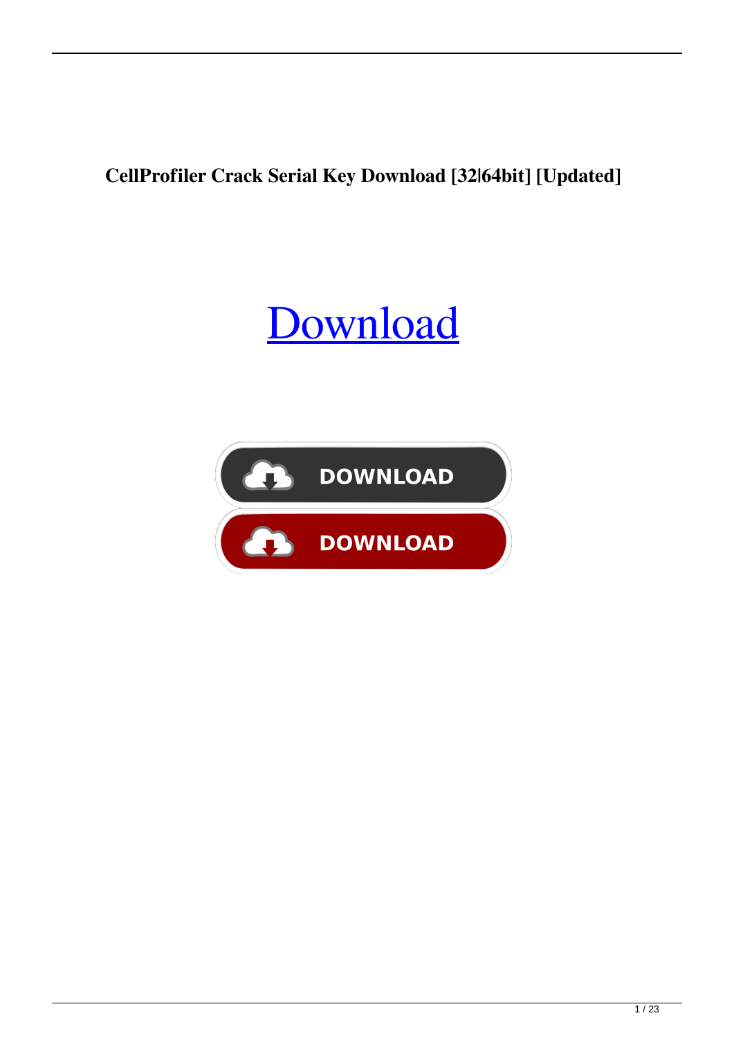**CellProfiler Crack Serial Key Download [32|64bit] [Updated]**

[Download]

DOWNLOAD

DOWNLOAD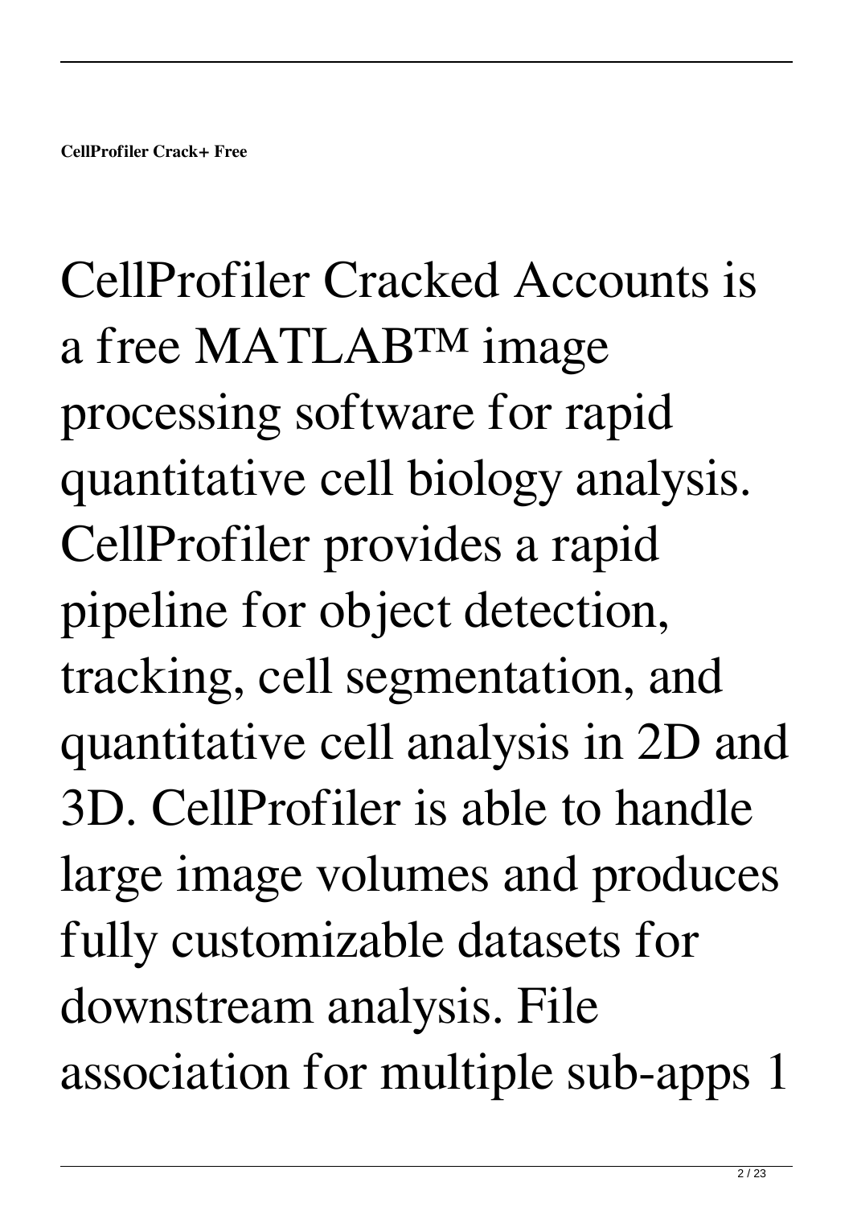**CellProfiler Crack+ Free**

CellProfiler Cracked Accounts is a free MATLAB™ image processing software for rapid quantitative cell biology analysis. CellProfiler provides a rapid pipeline for object detection, tracking, cell segmentation, and quantitative cell analysis in 2D and 3D. CellProfiler is able to handle large image volumes and produces fully customizable datasets for downstream analysis. File association for multiple sub-apps 1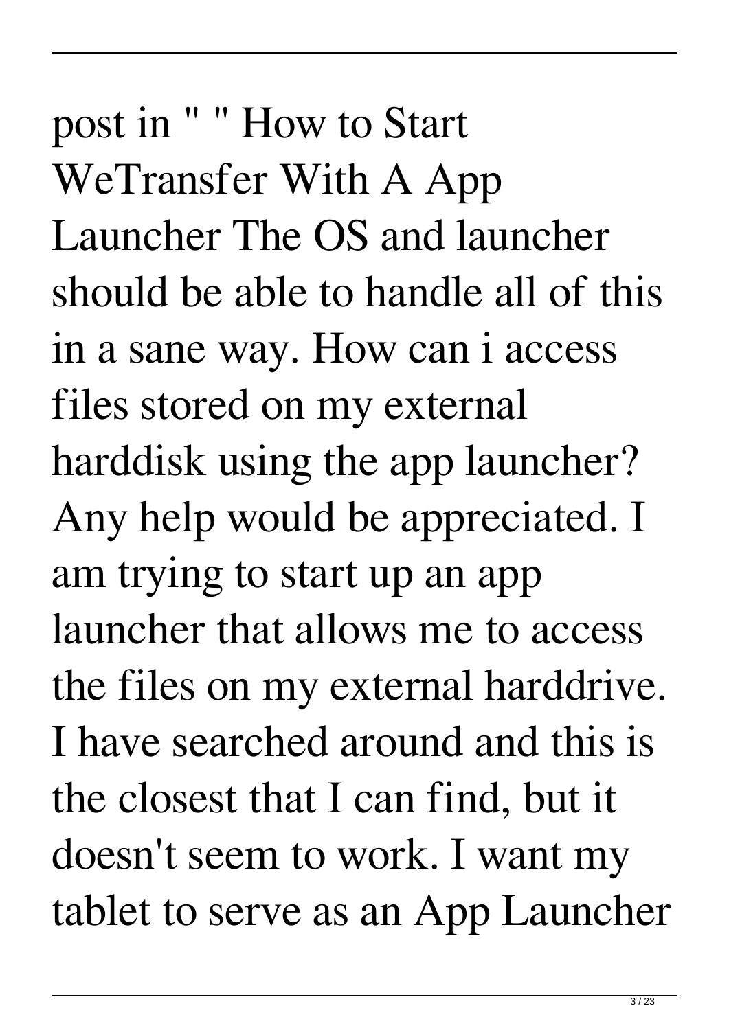post in " " How to Start WeTransfer With A App Launcher The OS and launcher should be able to handle all of this in a sane way. How can i access files stored on my external harddisk using the app launcher? Any help would be appreciated. I am trying to start up an app launcher that allows me to access the files on my external harddrive. I have searched around and this is the closest that I can find, but it doesn't seem to work. I want my tablet to serve as an App Launcher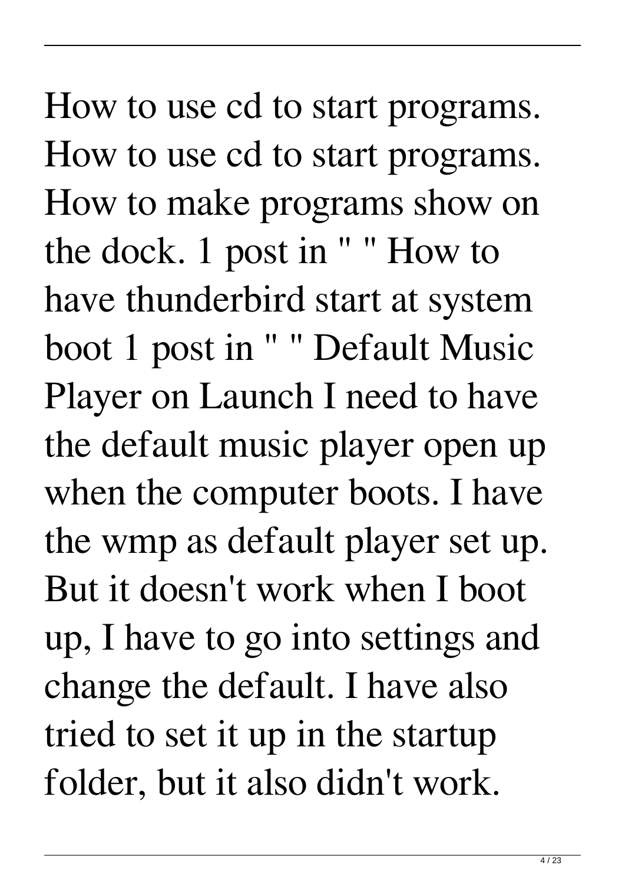How to use cd to start programs. How to use cd to start programs. How to make programs show on the dock. 1 post in " " How to have thunderbird start at system boot 1 post in " " Default Music Player on Launch I need to have the default music player open up when the computer boots. I have the wmp as default player set up. But it doesn't work when I boot up, I have to go into settings and change the default. I have also tried to set it up in the startup folder, but it also didn't work.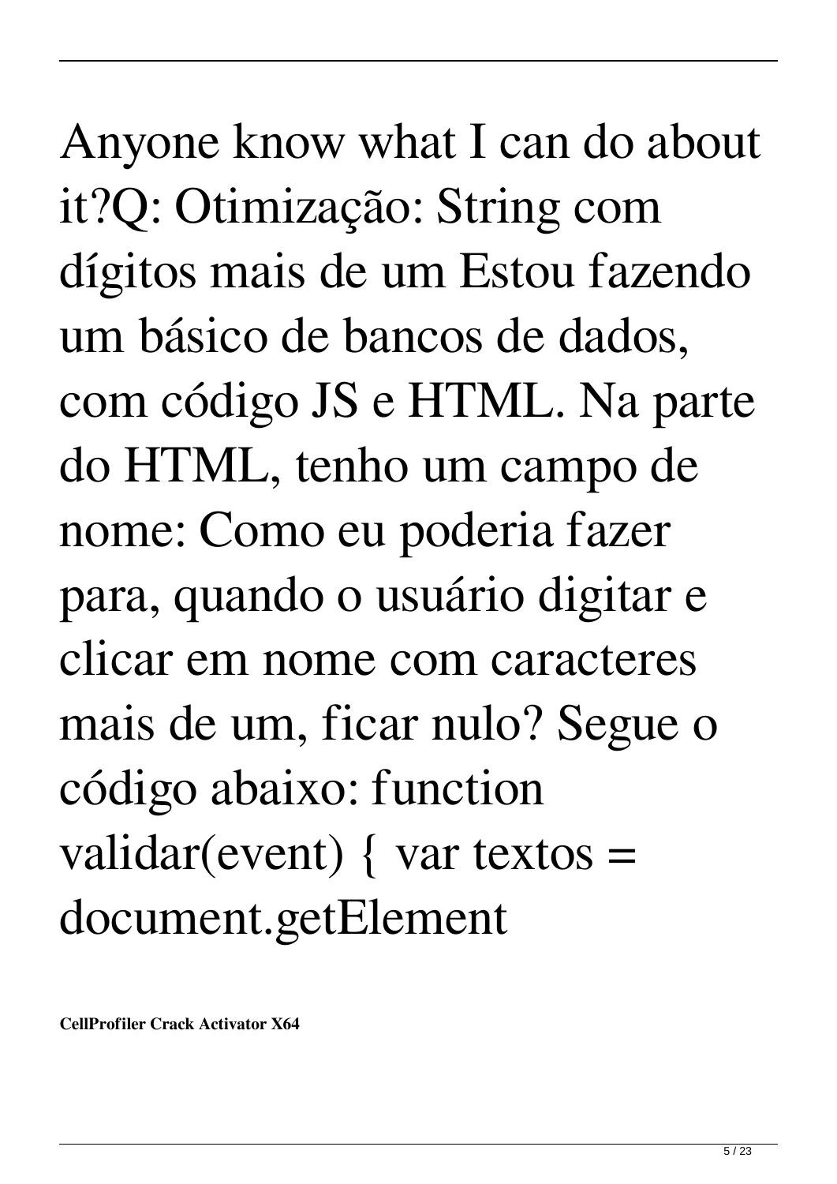Anyone know what I can do about it?Q: Otimização: String com dígitos mais de um Estou fazendo um básico de bancos de dados, com código JS e HTML. Na parte do HTML, tenho um campo de nome: Como eu poderia fazer para, quando o usuário digitar e clicar em nome com caracteres mais de um, ficar nulo? Segue o código abaixo: function validar(event) { var textos = document.getElement

**CellProfiler Crack Activator X64**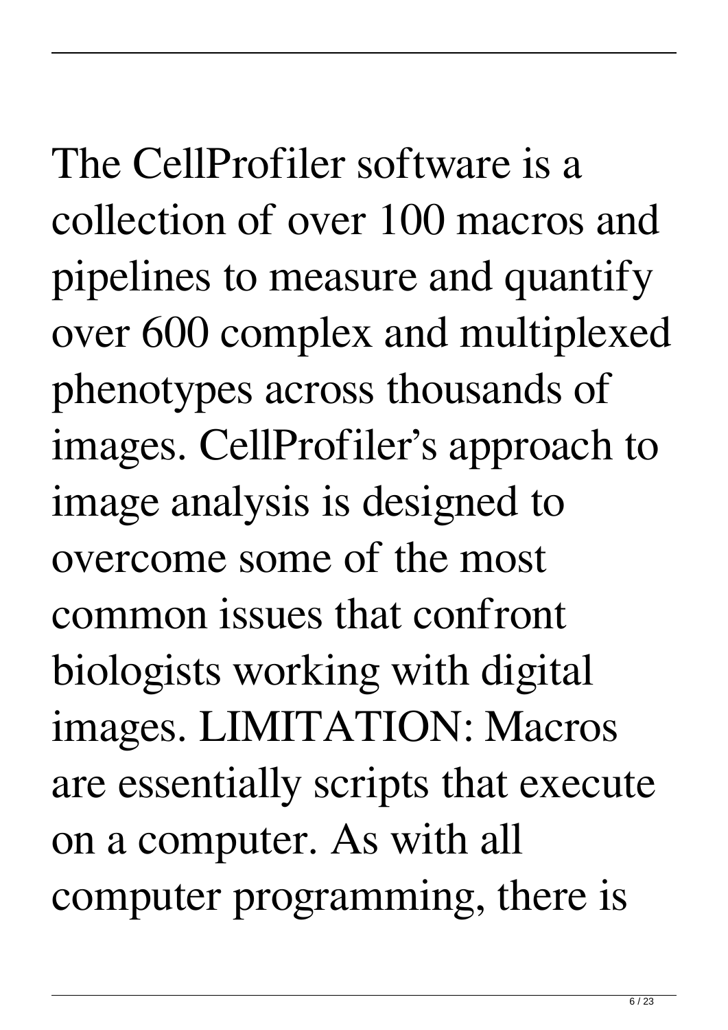The CellProfiler software is a collection of over 100 macros and pipelines to measure and quantify over 600 complex and multiplexed phenotypes across thousands of images. CellProfiler's approach to image analysis is designed to overcome some of the most common issues that confront biologists working with digital images. LIMITATION: Macros are essentially scripts that execute on a computer. As with all computer programming, there is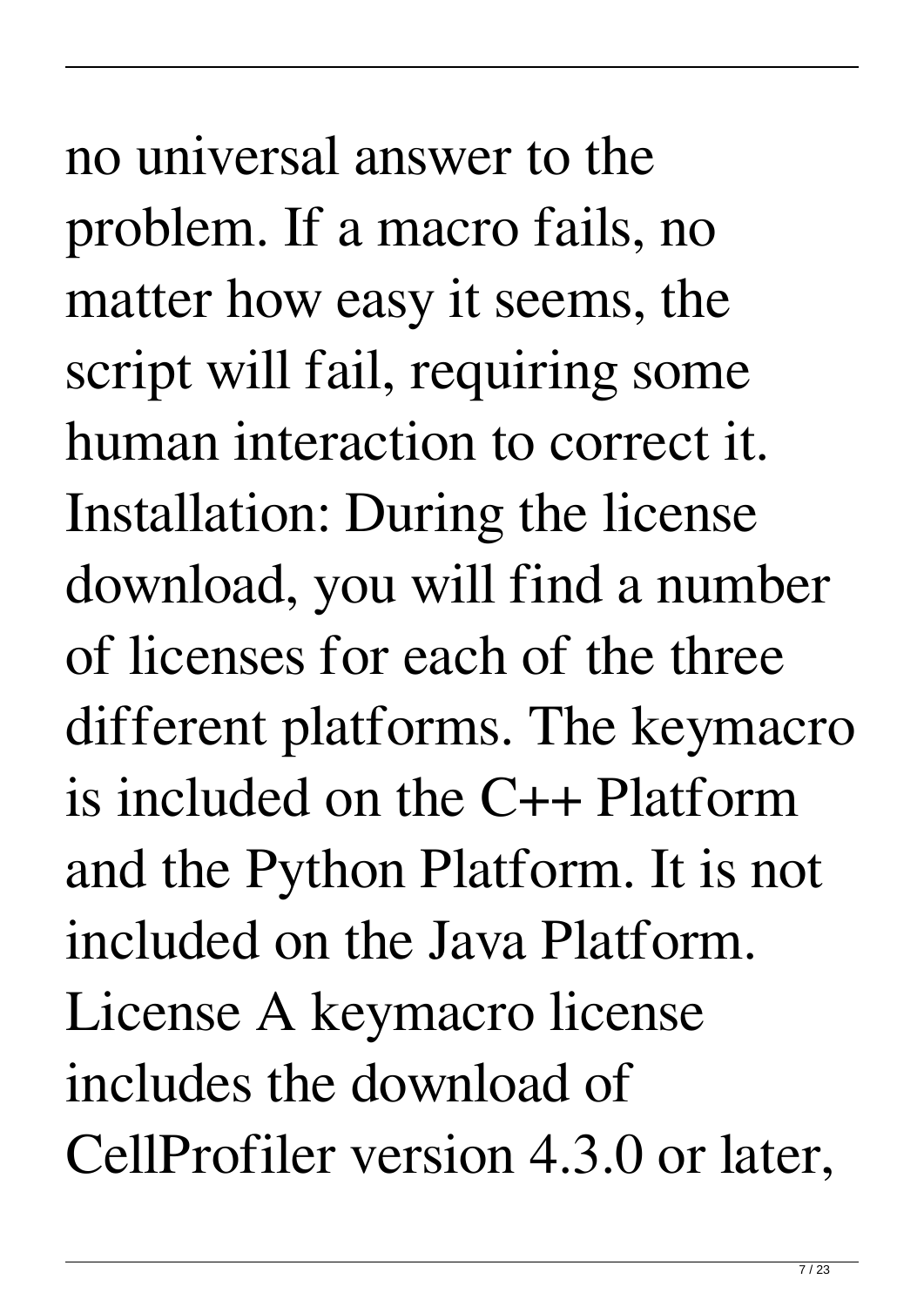no universal answer to the problem. If a macro fails, no matter how easy it seems, the script will fail, requiring some human interaction to correct it. Installation: During the license download, you will find a number of licenses for each of the three different platforms. The keymacro is included on the C++ Platform and the Python Platform. It is not included on the Java Platform. License A keymacro license includes the download of CellProfiler version 4.3.0 or later,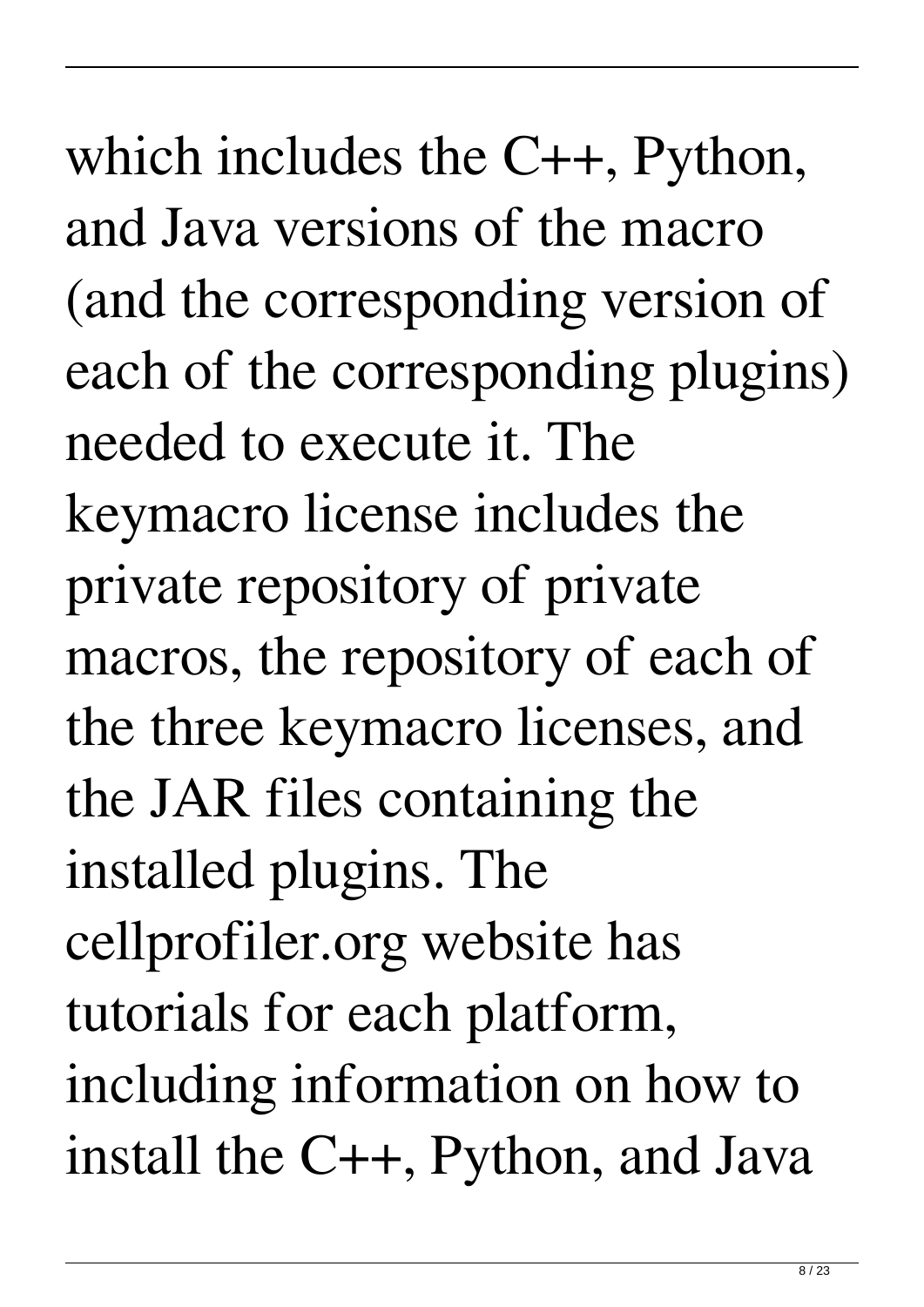which includes the C++, Python, and Java versions of the macro (and the corresponding version of each of the corresponding plugins) needed to execute it. The keymacro license includes the private repository of private macros, the repository of each of the three keymacro licenses, and the JAR files containing the installed plugins. The cellprofiler.org website has tutorials for each platform, including information on how to install the C++, Python, and Java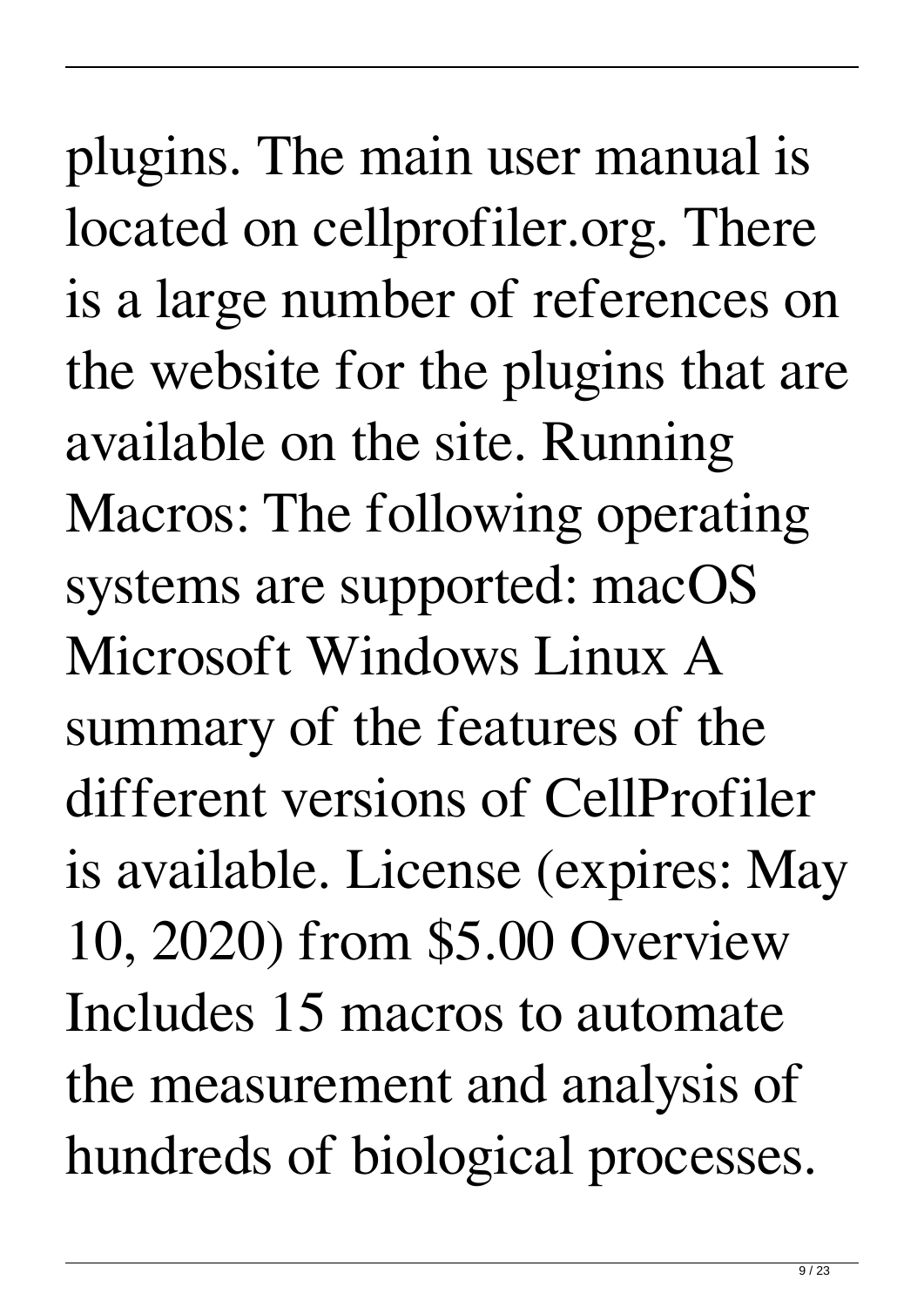plugins. The main user manual is located on cellprofiler.org. There is a large number of references on the website for the plugins that are available on the site. Running Macros: The following operating systems are supported: macOS Microsoft Windows Linux A summary of the features of the different versions of CellProfiler is available. License (expires: May 10, 2020) from $5.00 Overview Includes 15 macros to automate the measurement and analysis of hundreds of biological processes.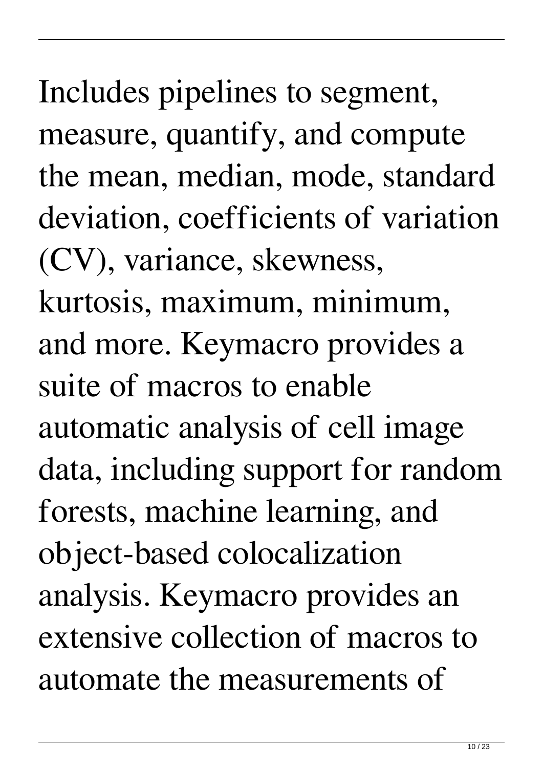Includes pipelines to segment, measure, quantify, and compute the mean, median, mode, standard deviation, coefficients of variation (CV), variance, skewness, kurtosis, maximum, minimum, and more. Keymacro provides a suite of macros to enable automatic analysis of cell image data, including support for random forests, machine learning, and object-based colocalization analysis. Keymacro provides an extensive collection of macros to automate the measurements of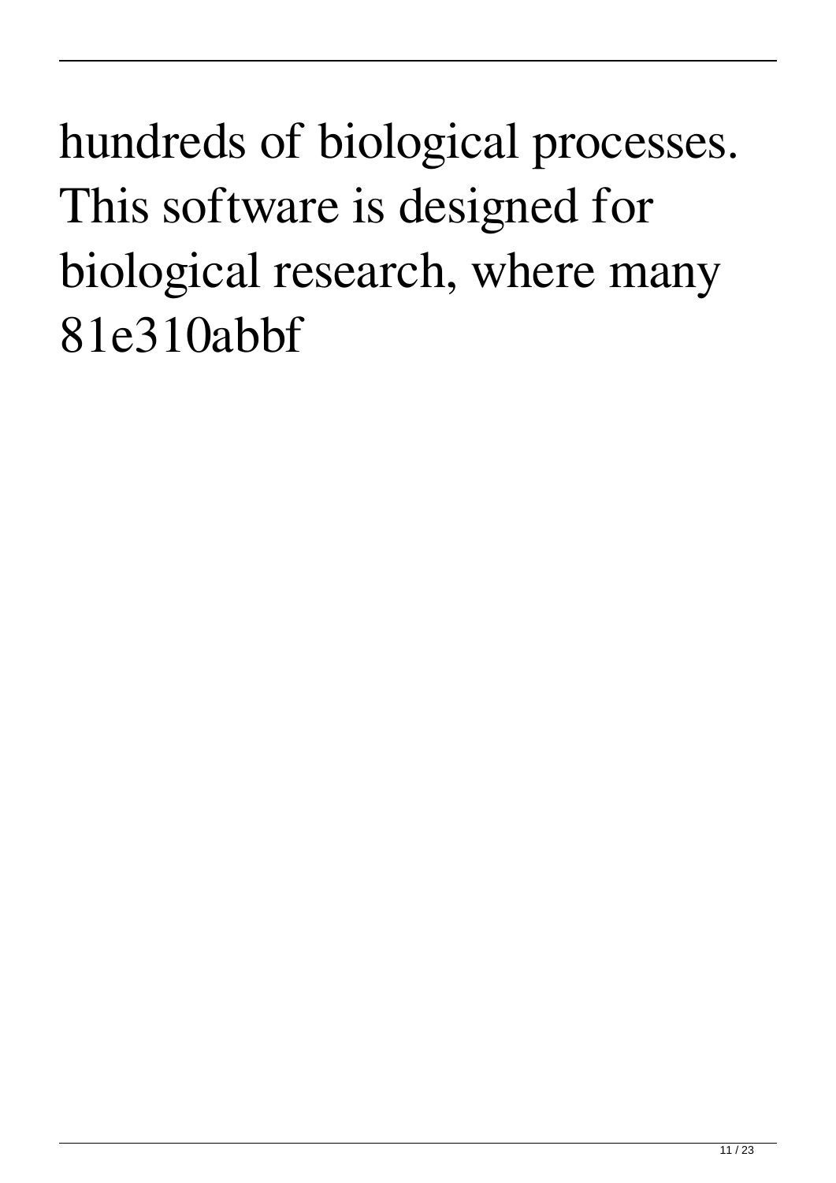hundreds of biological processes. This software is designed for biological research, where many 81e310abbf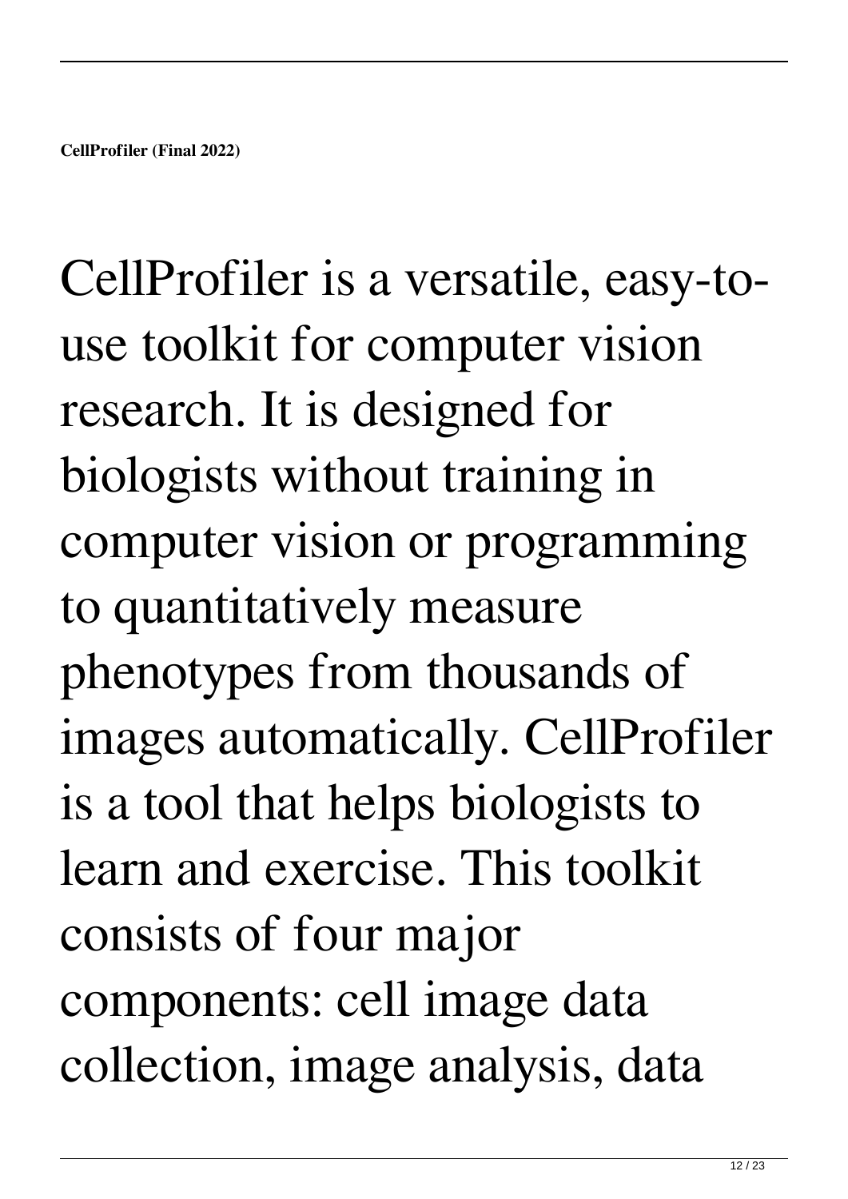**CellProfiler (Final 2022)**

CellProfiler is a versatile, easy-to-use toolkit for computer vision research. It is designed for biologists without training in computer vision or programming to quantitatively measure phenotypes from thousands of images automatically. CellProfiler is a tool that helps biologists to learn and exercise. This toolkit consists of four major components: cell image data collection, image analysis, data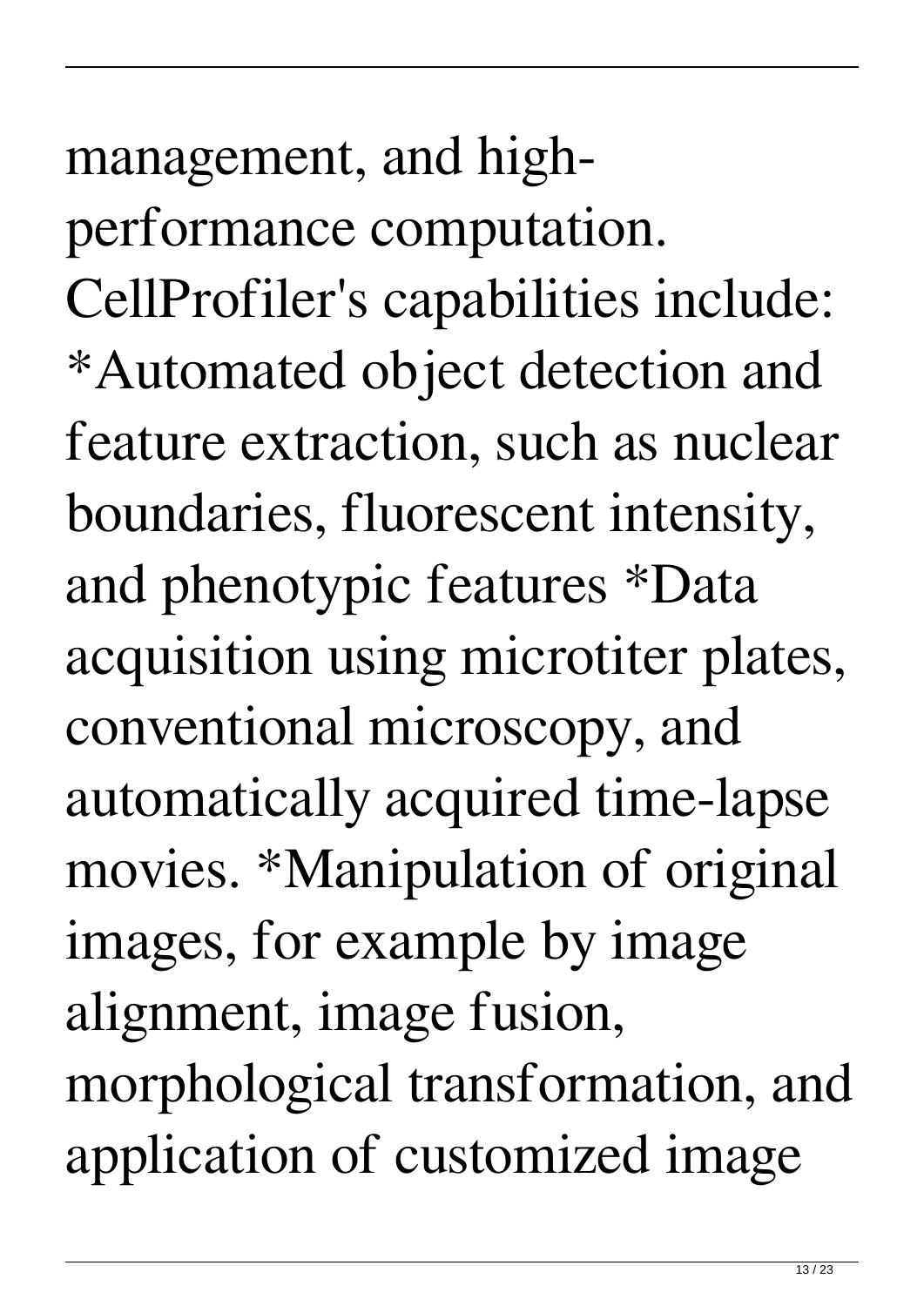management, and high-performance computation. CellProfiler's capabilities include: *Automated object detection and feature extraction, such as nuclear boundaries, fluorescent intensity, and phenotypic features *Data acquisition using microtiter plates, conventional microscopy, and automatically acquired time-lapse movies. *Manipulation of original images, for example by image alignment, image fusion, morphological transformation, and application of customized image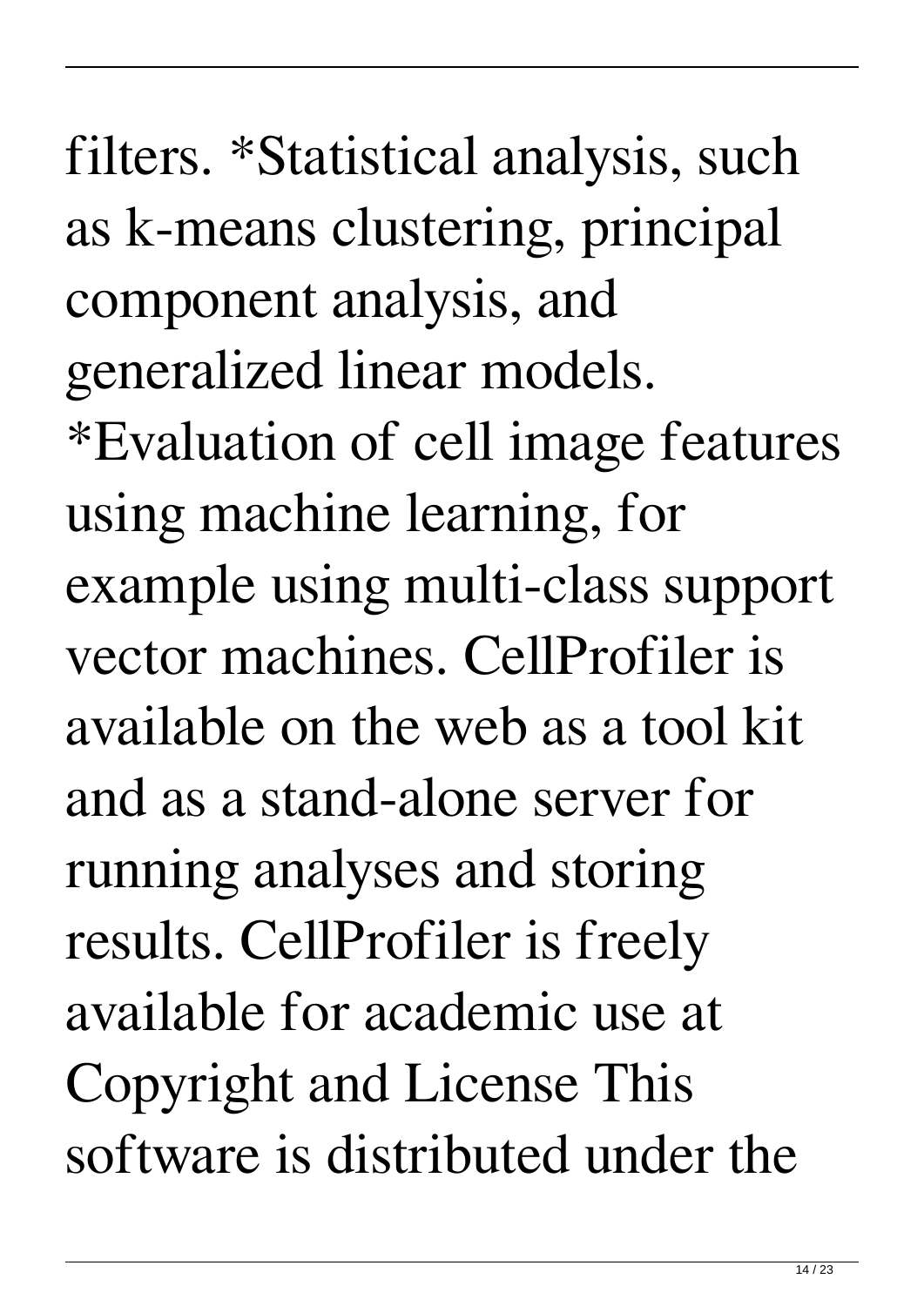filters. *Statistical analysis, such as k-means clustering, principal component analysis, and generalized linear models. *Evaluation of cell image features using machine learning, for example using multi-class support vector machines. CellProfiler is available on the web as a tool kit and as a stand-alone server for running analyses and storing results. CellProfiler is freely available for academic use at Copyright and License This software is distributed under the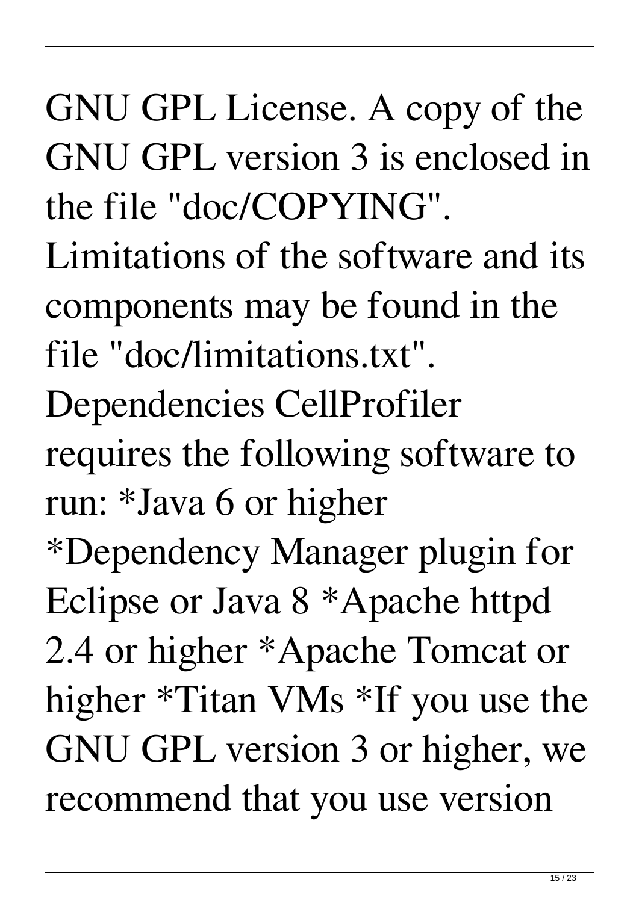GNU GPL License. A copy of the GNU GPL version 3 is enclosed in the file "doc/COPYING". Limitations of the software and its components may be found in the file "doc/limitations.txt". Dependencies CellProfiler requires the following software to run: *Java 6 or higher *Dependency Manager plugin for Eclipse or Java 8 *Apache httpd 2.4 or higher *Apache Tomcat or higher *Titan VMs *If you use the GNU GPL version 3 or higher, we recommend that you use version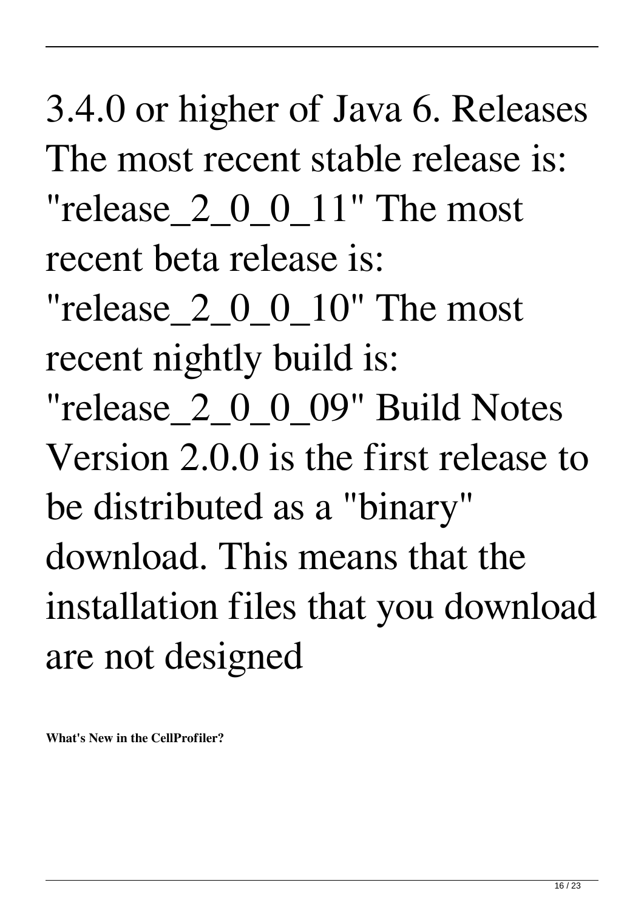3.4.0 or higher of Java 6. Releases The most recent stable release is: "release_2_0_0_11" The most recent beta release is: "release_2_0_0_10" The most recent nightly build is: "release_2_0_0_09" Build Notes Version 2.0.0 is the first release to be distributed as a "binary" download. This means that the installation files that you download are not designed

**What's New in the CellProfiler?**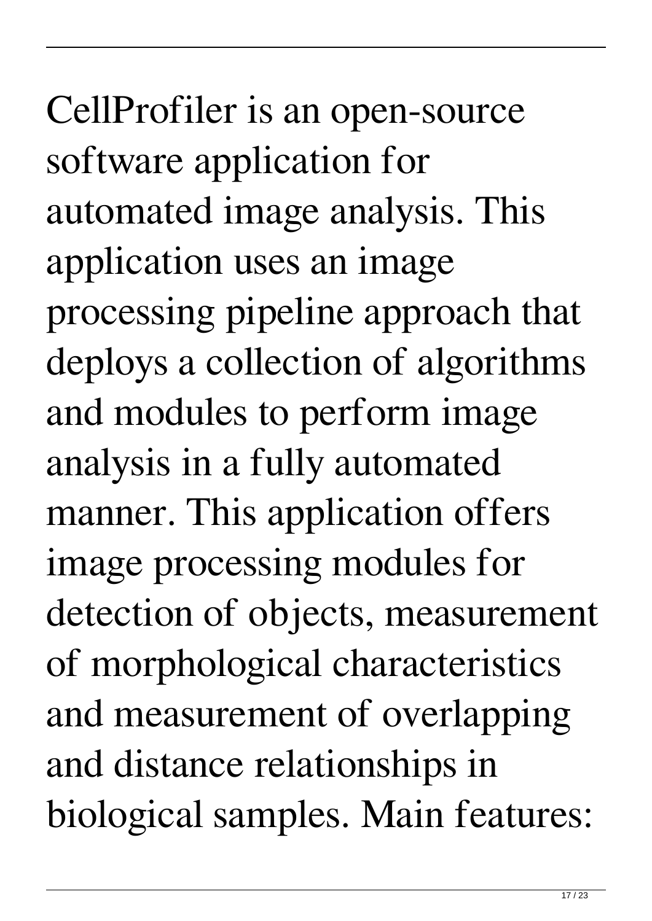CellProfiler is an open-source software application for automated image analysis. This application uses an image processing pipeline approach that deploys a collection of algorithms and modules to perform image analysis in a fully automated manner. This application offers image processing modules for detection of objects, measurement of morphological characteristics and measurement of overlapping and distance relationships in biological samples. Main features: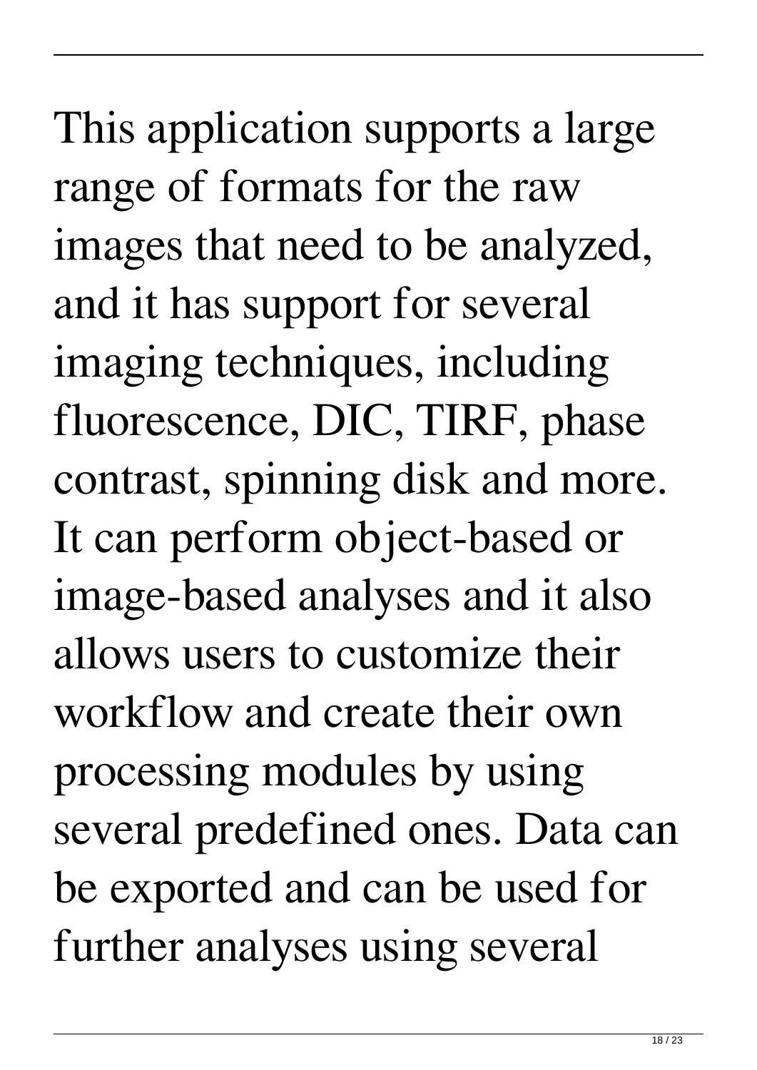This application supports a large range of formats for the raw images that need to be analyzed, and it has support for several imaging techniques, including fluorescence, DIC, TIRF, phase contrast, spinning disk and more. It can perform object-based or image-based analyses and it also allows users to customize their workflow and create their own processing modules by using several predefined ones. Data can be exported and can be used for further analyses using several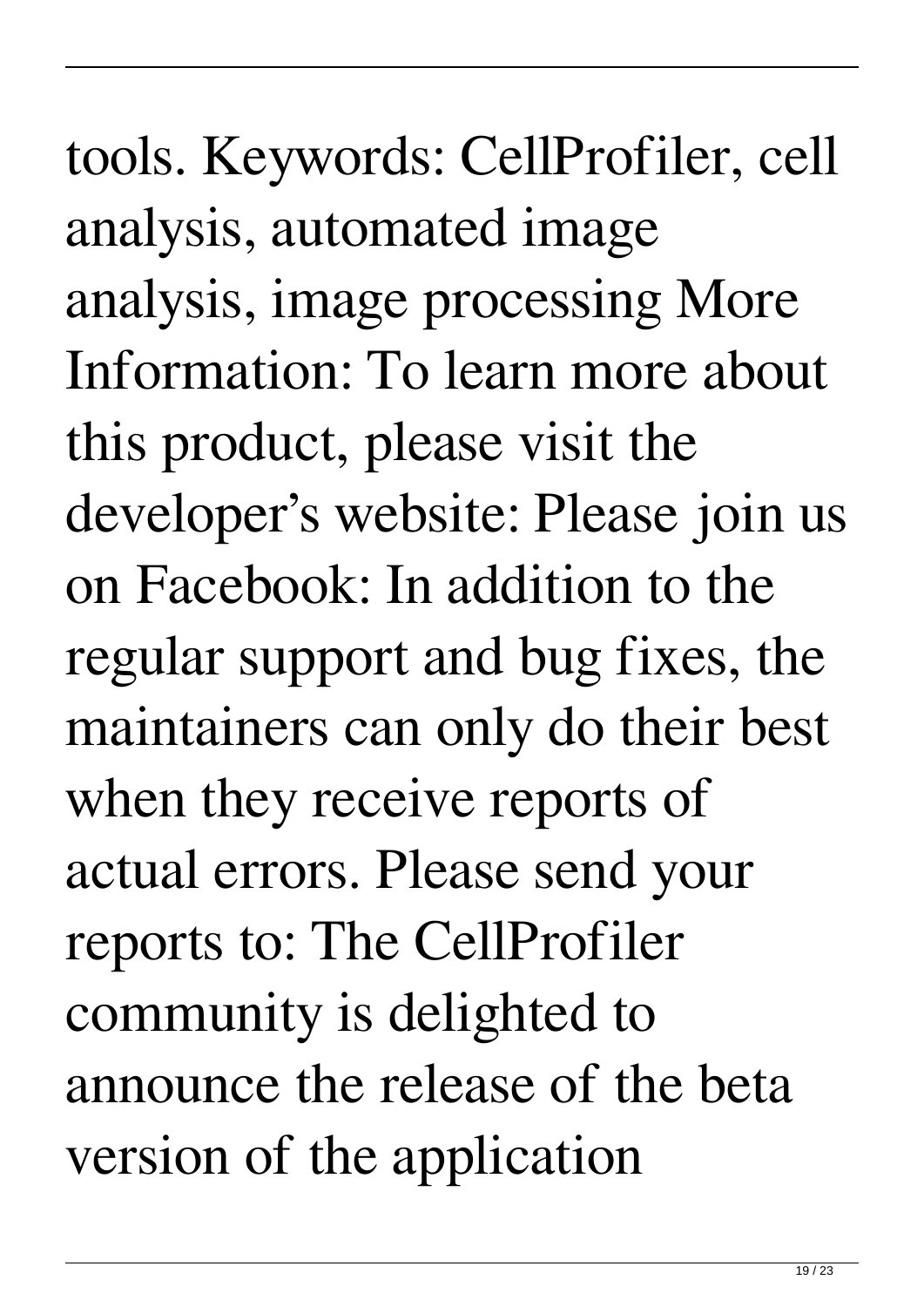tools. Keywords: CellProfiler, cell analysis, automated image analysis, image processing More Information: To learn more about this product, please visit the developer's website: Please join us on Facebook: In addition to the regular support and bug fixes, the maintainers can only do their best when they receive reports of actual errors. Please send your reports to: The CellProfiler community is delighted to announce the release of the beta version of the application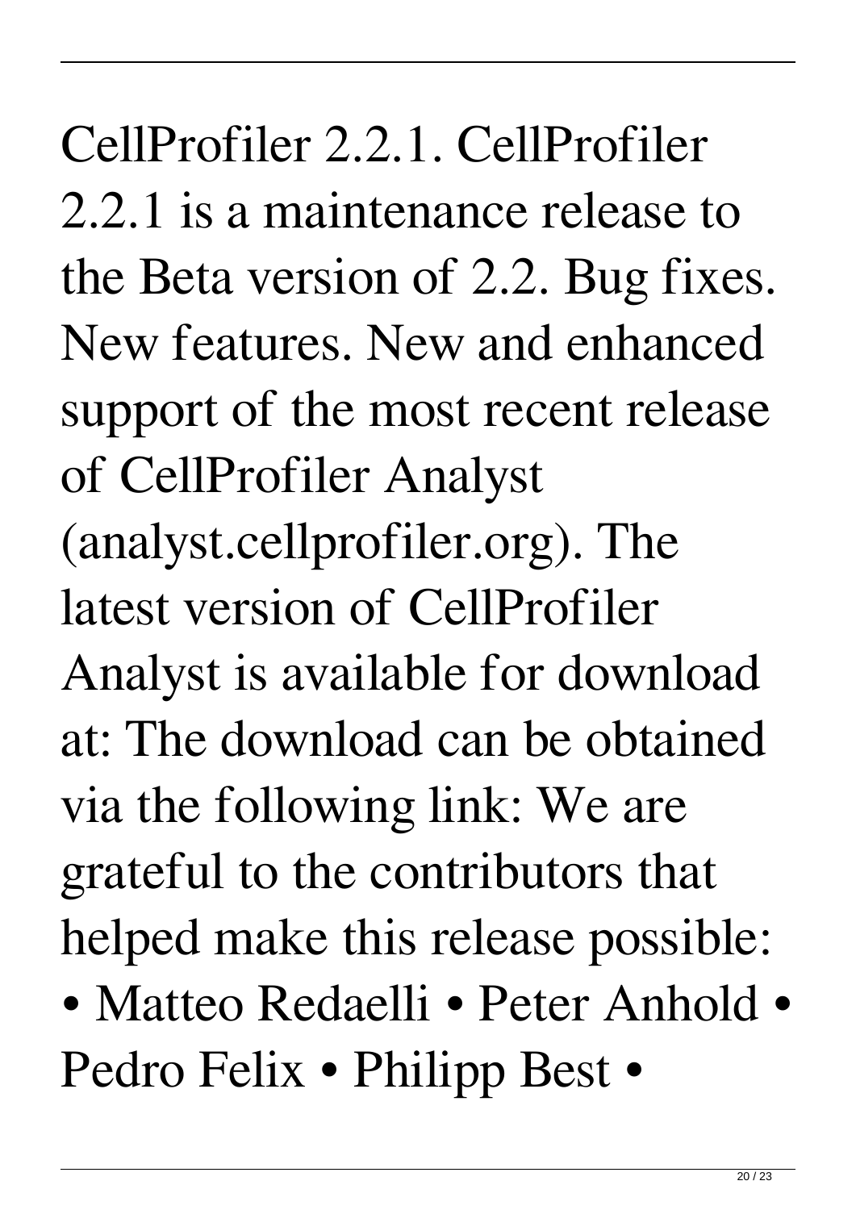CellProfiler 2.2.1. CellProfiler 2.2.1 is a maintenance release to the Beta version of 2.2. Bug fixes. New features. New and enhanced support of the most recent release of CellProfiler Analyst (analyst.cellprofiler.org). The latest version of CellProfiler Analyst is available for download at: The download can be obtained via the following link: We are grateful to the contributors that helped make this release possible: • Matteo Redaelli • Peter Anhold • Pedro Felix • Philipp Best •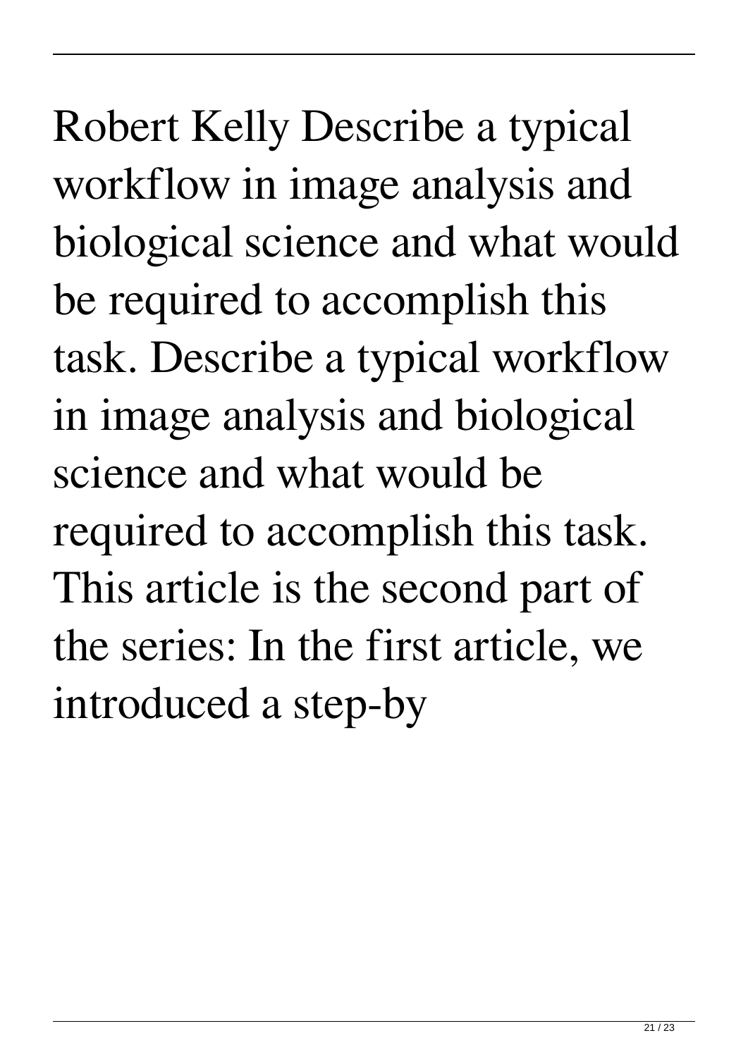Robert Kelly Describe a typical workflow in image analysis and biological science and what would be required to accomplish this task. Describe a typical workflow in image analysis and biological science and what would be required to accomplish this task. This article is the second part of the series: In the first article, we introduced a step-by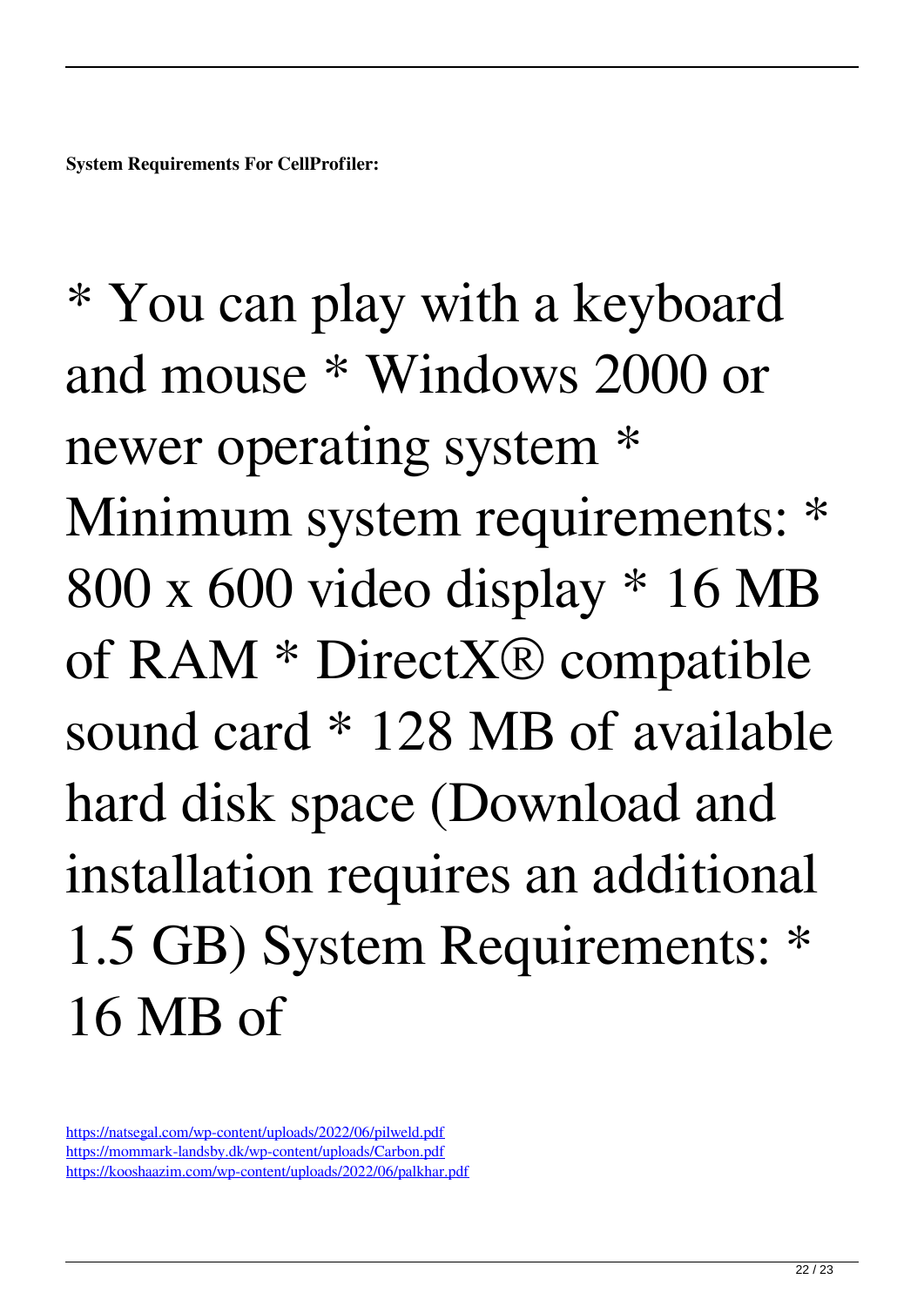**System Requirements For CellProfiler:**

* You can play with a keyboard and mouse * Windows 2000 or newer operating system * Minimum system requirements: * 800 x 600 video display * 16 MB of RAM * DirectX® compatible sound card * 128 MB of available hard disk space (Download and installation requires an additional 1.5 GB) System Requirements: * 16 MB of

https://natsegal.com/wp-content/uploads/2022/06/pilweld.pdf
https://mommark-landsby.dk/wp-content/uploads/Carbon.pdf
https://kooshaazim.com/wp-content/uploads/2022/06/palkhar.pdf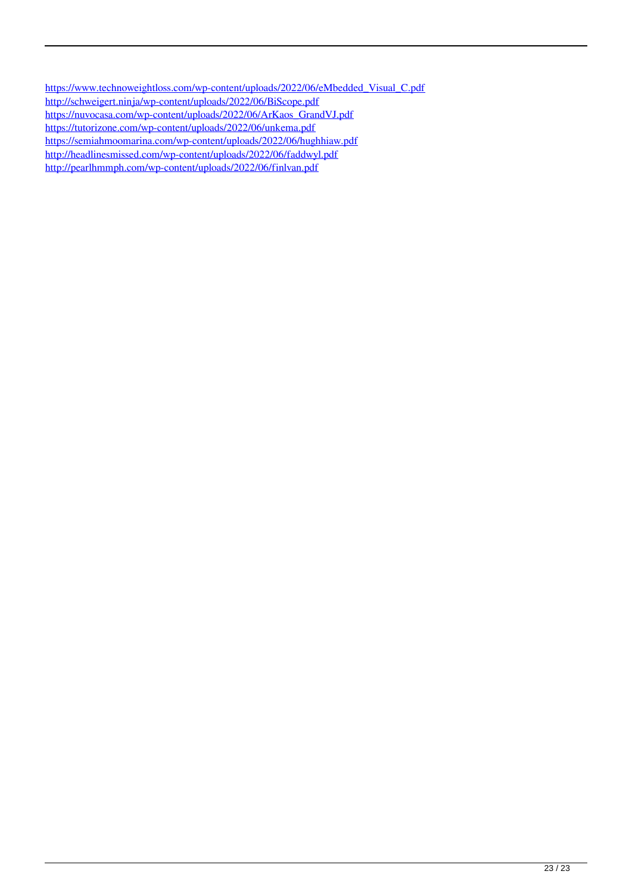https://www.technoweightloss.com/wp-content/uploads/2022/06/eMbedded_Visual_C.pdf
http://schweigert.ninja/wp-content/uploads/2022/06/BiScope.pdf
https://nuvocasa.com/wp-content/uploads/2022/06/ArKaos_GrandVJ.pdf
https://tutorizone.com/wp-content/uploads/2022/06/unkema.pdf
https://semiahmoomarina.com/wp-content/uploads/2022/06/hughhiaw.pdf
http://headlinesmissed.com/wp-content/uploads/2022/06/faddwyl.pdf
http://pearlhmmph.com/wp-content/uploads/2022/06/finlvan.pdf